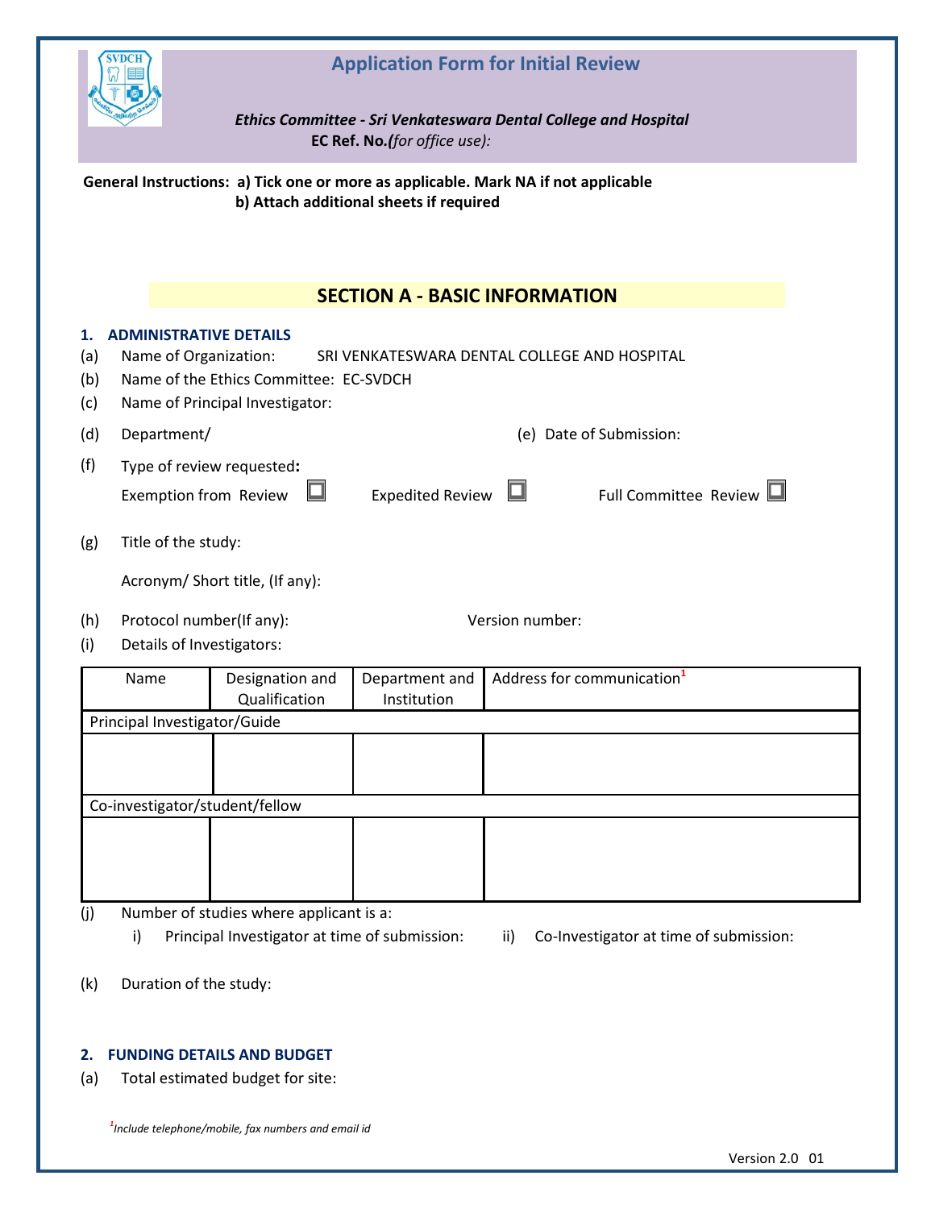# Application Form for Initial Review

***Ethics Committee - Sri Venkateswara Dental College and Hospital***

**EC Ref. No.***(for office use)*:

**General Instructions: a) Tick one or more as applicable. Mark NA if not applicable**
**b) Attach additional sheets if required**

## SECTION A - BASIC INFORMATION

### 1. ADMINISTRATIVE DETAILS

(a) Name of Organization: SRI VENKATESWARA DENTAL COLLEGE AND HOSPITAL

(b) Name of the Ethics Committee: EC-SVDCH

(c) Name of Principal Investigator:

(d) Department/

(e) Date of Submission:

(f) Type of review requested**:**

Exemption from Review ☐ Expedited Review ☐ Full Committee Review ☐

(g) Title of the study:

Acronym/ Short title, (If any):

(h) Protocol number(If any): Version number:

(i) Details of Investigators:

| Name | Designation and Qualification | Department and Institution | Address for communication[1] |
|---|---|---|---|
| Principal Investigator/Guide | | | |
| | | | |
| Co-investigator/student/fellow | | | |
| | | | |

(j) Number of studies where applicant is a:

i) Principal Investigator at time of submission: ii) Co-Investigator at time of submission:

(k) Duration of the study:

### 2. FUNDING DETAILS AND BUDGET

(a) Total estimated budget for site:

*[1]Include telephone/mobile, fax numbers and email id*

Version 2.0 01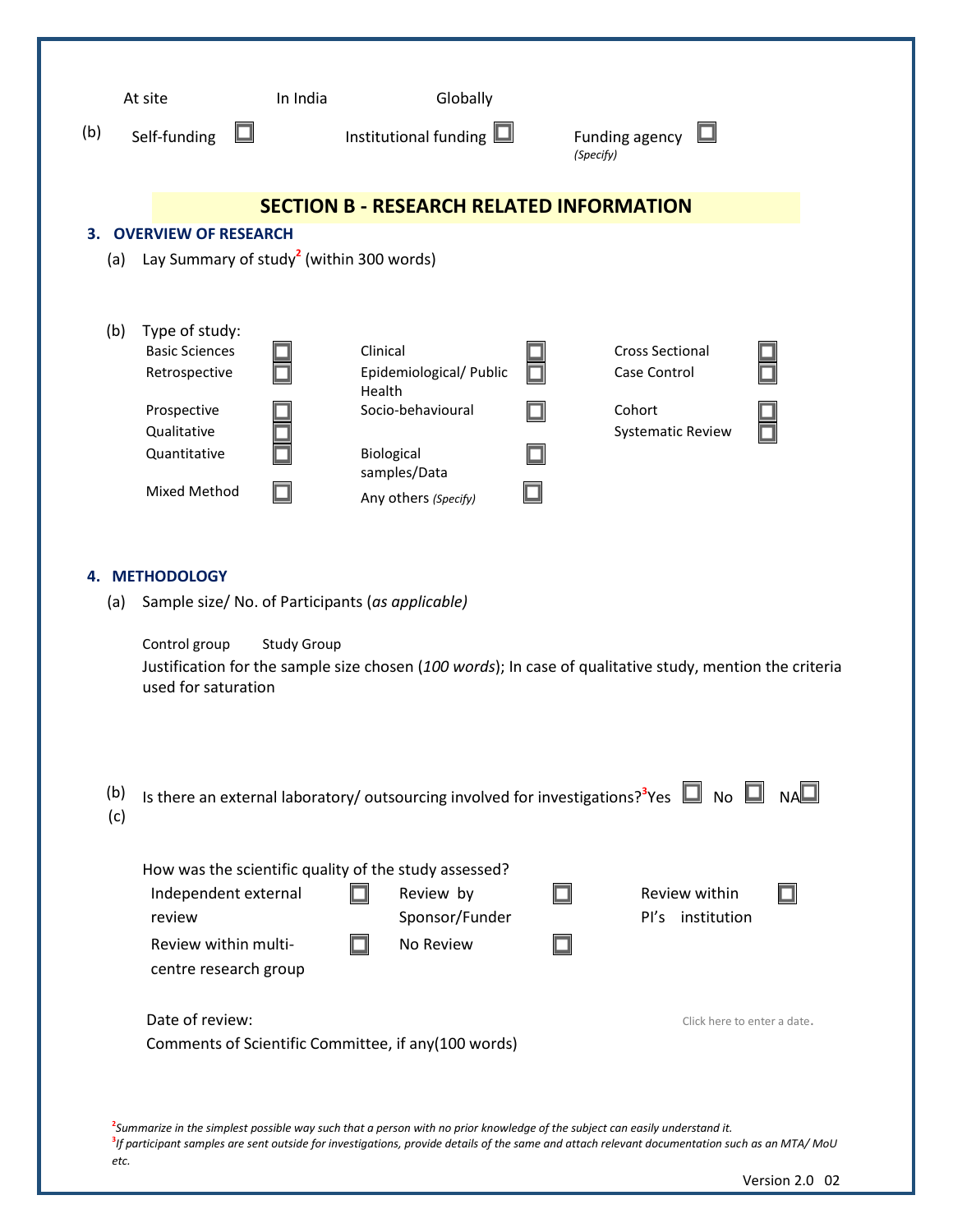At site In India Globally

(b) Self-funding ☐ Institutional funding ☐ Funding agency ☐ *(Specify)*

## SECTION B - RESEARCH RELATED INFORMATION

### 3. OVERVIEW OF RESEARCH

(a) Lay Summary of study[2] (within 300 words)

(b) Type of study:

| | | | | | |
|---|---|---|---|---|---|
| Basic Sciences | ☐ | Clinical | ☐ | Cross Sectional | ☐ |
| Retrospective | ☐ | Epidemiological/ Public Health | ☐ | Case Control | ☐ |
| Prospective | ☐ | Socio-behavioural | ☐ | Cohort | ☐ |
| Qualitative | ☐ | | | Systematic Review | ☐ |
| Quantitative | ☐ | Biological samples/Data | ☐ | | |
| Mixed Method | ☐ | Any others *(Specify)* | ☐ | | |

### 4. METHODOLOGY

(a) Sample size/ No. of Participants (*as applicable)*

Control group Study Group

Justification for the sample size chosen (*100 words*); In case of qualitative study, mention the criteria used for saturation

(b) Is there an external laboratory/ outsourcing involved for investigations?[3] Yes ☐ No ☐ NA ☐

(c) How was the scientific quality of the study assessed?

| | | | | | |
|---|---|---|---|---|---|
| Independent external review | ☐ | Review by Sponsor/Funder | ☐ | Review within PI's institution | ☐ |
| Review within multi-centre research group | ☐ | No Review | ☐ | | |

Date of review: Click here to enter a date.

Comments of Scientific Committee, if any(100 words)

[2] *Summarize in the simplest possible way such that a person with no prior knowledge of the subject can easily understand it.*

[3] *If participant samples are sent outside for investigations, provide details of the same and attach relevant documentation such as an MTA/ MoU etc.*

Version 2.0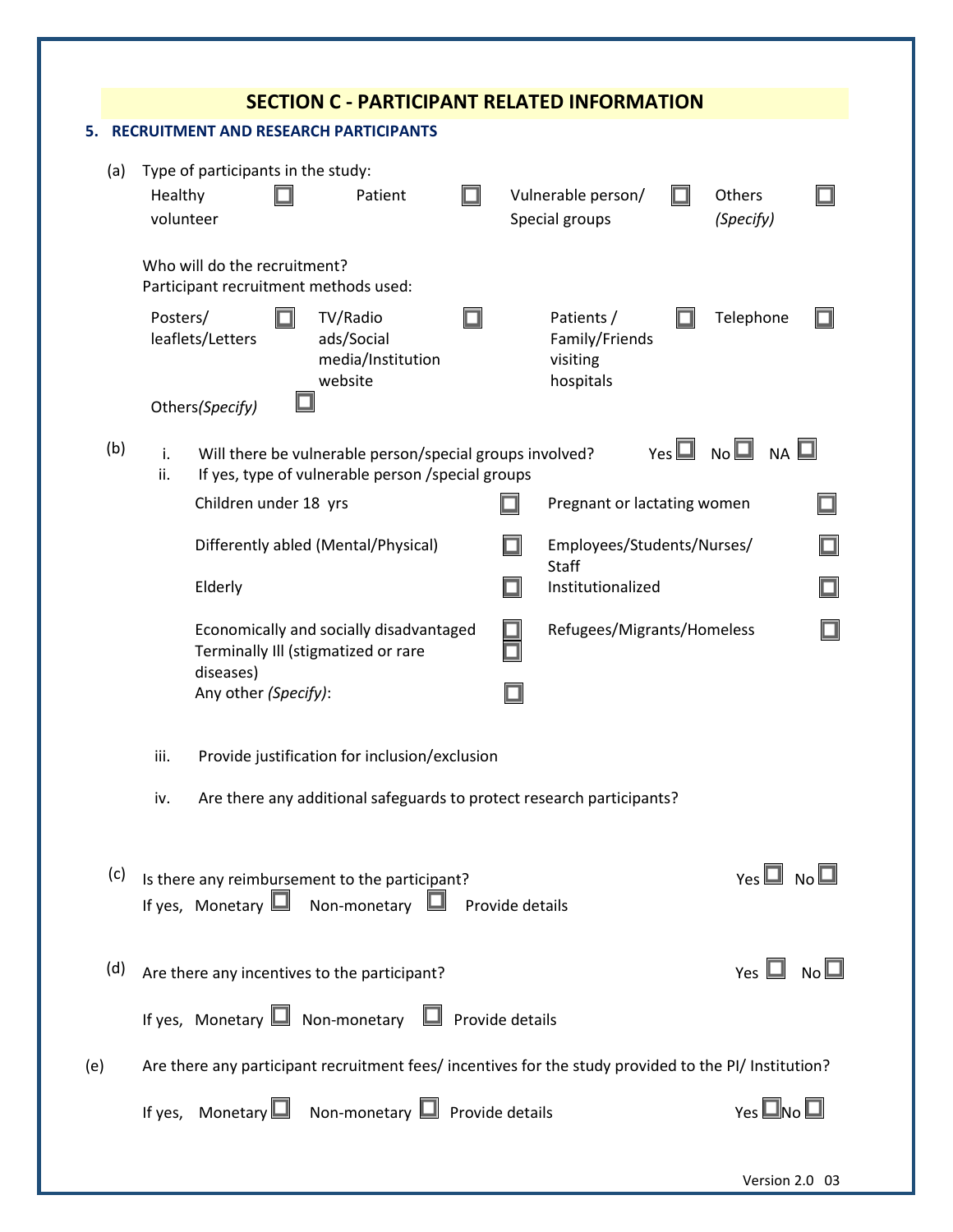## SECTION C - PARTICIPANT RELATED INFORMATION

### 5. RECRUITMENT AND RESEARCH PARTICIPANTS

(a) Type of participants in the study:

Healthy volunteer ☐ Patient ☐ Vulnerable person/ Special groups ☐ Others *(Specify)* ☐

Who will do the recruitment?
Participant recruitment methods used:

Posters/ leaflets/Letters ☐ TV/Radio ads/Social media/Institution website ☐ Patients / Family/Friends visiting hospitals ☐ Telephone ☐

Others*(Specify)* ☐

(b)

i. Will there be vulnerable person/special groups involved? Yes ☐ No ☐ NA ☐

ii. If yes, type of vulnerable person /special groups

| | | | |
|---|---|---|---|
| Children under 18 yrs | ☐ | Pregnant or lactating women | ☐ |
| Differently abled (Mental/Physical) | ☐ | Employees/Students/Nurses/ Staff | ☐ |
| Elderly | ☐ | Institutionalized | ☐ |
| Economically and socially disadvantaged | ☐ | Refugees/Migrants/Homeless | ☐ |
| Terminally Ill (stigmatized or rare diseases) | ☐ | | |
| Any other *(Specify)*: | ☐ | | |

iii. Provide justification for inclusion/exclusion

iv. Are there any additional safeguards to protect research participants?

(c) Is there any reimbursement to the participant? Yes ☐ No ☐

If yes, Monetary ☐ Non-monetary ☐ Provide details

(d) Are there any incentives to the participant? Yes ☐ No ☐

If yes, Monetary ☐ Non-monetary ☐ Provide details

(e) Are there any participant recruitment fees/ incentives for the study provided to the PI/ Institution?

If yes, Monetary ☐ Non-monetary ☐ Provide details Yes ☐ No ☐

Version 2.0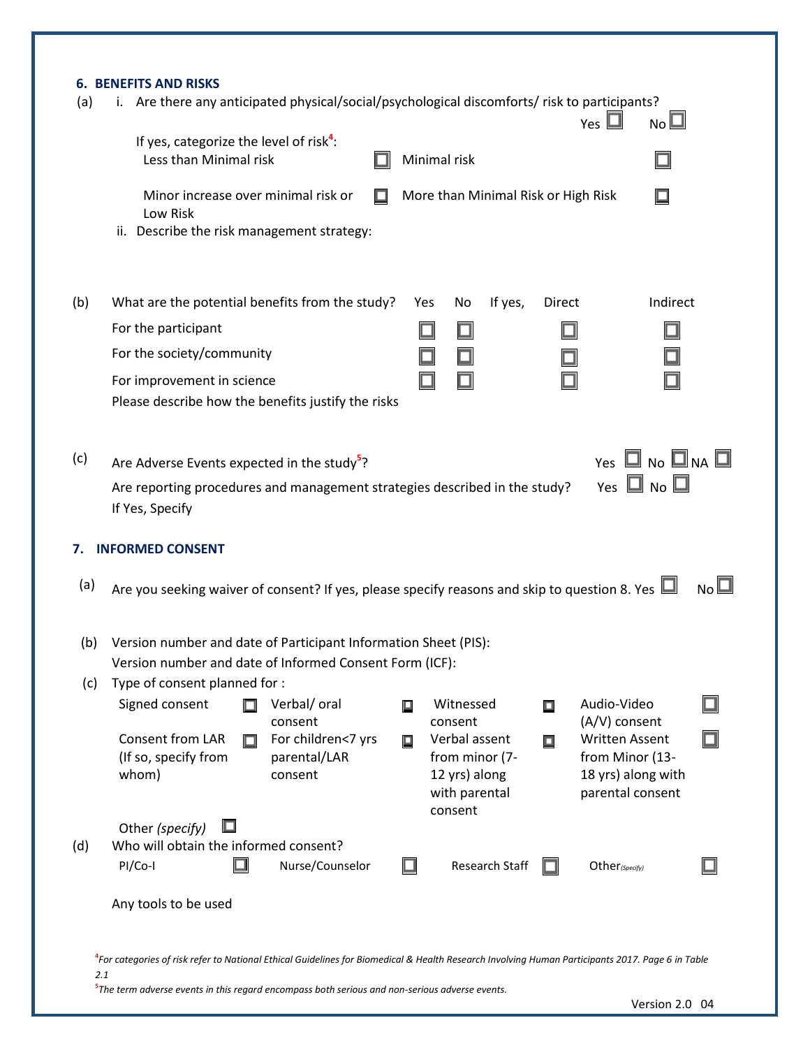## 6. BENEFITS AND RISKS

(a) i. Are there any anticipated physical/social/psychological discomforts/ risk to participants? Yes ☐ No ☐

If yes, categorize the level of risk[4]:

| | | | |
|---|---|---|---|
| Less than Minimal risk | ☐ | Minimal risk | ☐ |
| Minor increase over minimal risk or Low Risk | ☐ | More than Minimal Risk or High Risk | ☐ |

ii. Describe the risk management strategy:

(b)

| What are the potential benefits from the study? | Yes | No | If yes, Direct | Indirect |
|---|---|---|---|---|
| For the participant | ☐ | ☐ | ☐ | ☐ |
| For the society/community | ☐ | ☐ | ☐ | ☐ |
| For improvement in science | ☐ | ☐ | ☐ | ☐ |

Please describe how the benefits justify the risks

(c) Are Adverse Events expected in the study[5]? Yes ☐ No ☐ NA ☐

Are reporting procedures and management strategies described in the study? Yes ☐ No ☐

If Yes, Specify

## 7. INFORMED CONSENT

(a) Are you seeking waiver of consent? If yes, please specify reasons and skip to question 8. Yes ☐ No ☐

(b) Version number and date of Participant Information Sheet (PIS):

Version number and date of Informed Consent Form (ICF):

(c) Type of consent planned for :

| | | | | | | | |
|---|---|---|---|---|---|---|---|
| Signed consent | ☐ | Verbal/ oral consent | ☐ | Witnessed consent | ☐ | Audio-Video (A/V) consent | ☐ |
| Consent from LAR (If so, specify from whom) | ☐ | For children<7 yrs parental/LAR consent | ☐ | Verbal assent from minor (7-12 yrs) along with parental consent | ☐ | Written Assent from Minor (13-18 yrs) along with parental consent | ☐ |

Other *(specify)* ☐

(d) Who will obtain the informed consent?

| | | | | | | | |
|---|---|---|---|---|---|---|---|
| PI/Co-I | ☐ | Nurse/Counselor | ☐ | Research Staff | ☐ | Other *(Specify)* | ☐ |

Any tools to be used

[4] *For categories of risk refer to National Ethical Guidelines for Biomedical & Health Research Involving Human Participants 2017. Page 6 in Table 2.1*

[5] *The term adverse events in this regard encompass both serious and non-serious adverse events.*

Version 2.0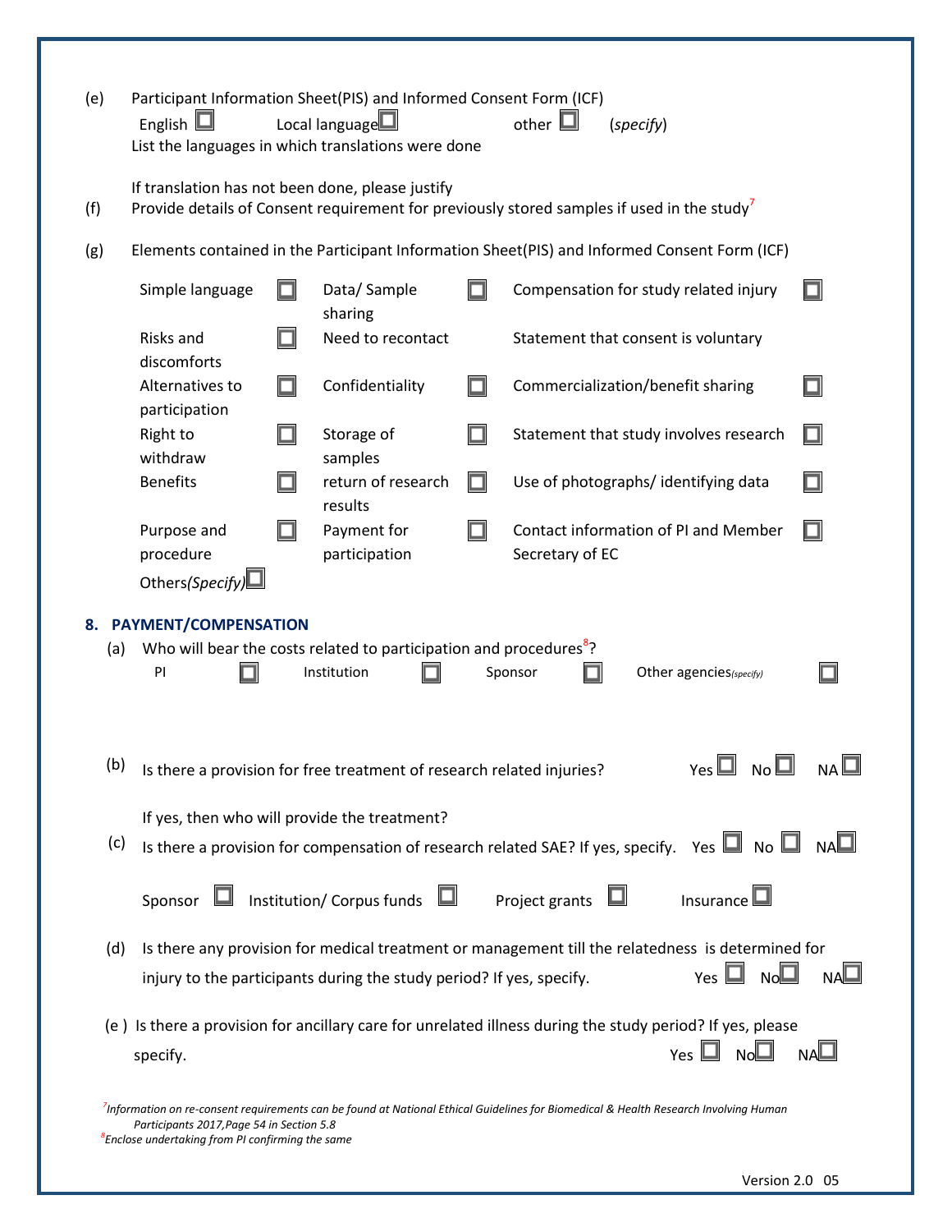(e) Participant Information Sheet(PIS) and Informed Consent Form (ICF)

English ☐ Local language ☐ other ☐ (*specify*)

List the languages in which translations were done

If translation has not been done, please justify

(f) Provide details of Consent requirement for previously stored samples if used in the study[7]

(g) Elements contained in the Participant Information Sheet(PIS) and Informed Consent Form (ICF)

| | | | | | |
|---|---|---|---|---|---|
| Simple language | ☐ | Data/ Sample sharing | ☐ | Compensation for study related injury | ☐ |
| Risks and discomforts | ☐ | Need to recontact | | Statement that consent is voluntary | |
| Alternatives to participation | ☐ | Confidentiality | ☐ | Commercialization/benefit sharing | ☐ |
| Right to withdraw | ☐ | Storage of samples | ☐ | Statement that study involves research | ☐ |
| Benefits | ☐ | return of research results | ☐ | Use of photographs/ identifying data | ☐ |
| Purpose and procedure | ☐ | Payment for participation | ☐ | Contact information of PI and Member Secretary of EC | ☐ |
| Others(*Specify*) ☐ | | | | | |

## 8. PAYMENT/COMPENSATION

(a) Who will bear the costs related to participation and procedures[8]?

PI ☐ Institution ☐ Sponsor ☐ Other agencies*(specify)* ☐

(b) Is there a provision for free treatment of research related injuries? Yes ☐ No ☐ NA ☐

If yes, then who will provide the treatment?

(c) Is there a provision for compensation of research related SAE? If yes, specify. Yes ☐ No ☐ NA ☐

Sponsor ☐ Institution/ Corpus funds ☐ Project grants ☐ Insurance ☐

(d) Is there any provision for medical treatment or management till the relatedness is determined for injury to the participants during the study period? If yes, specify. Yes ☐ No ☐ NA ☐

(e ) Is there a provision for ancillary care for unrelated illness during the study period? If yes, please specify. Yes ☐ No ☐ NA ☐

[7] *Information on re-consent requirements can be found at National Ethical Guidelines for Biomedical & Health Research Involving Human Participants 2017,Page 54 in Section 5.8*

[8] *Enclose undertaking from PI confirming the same*

Version 2.0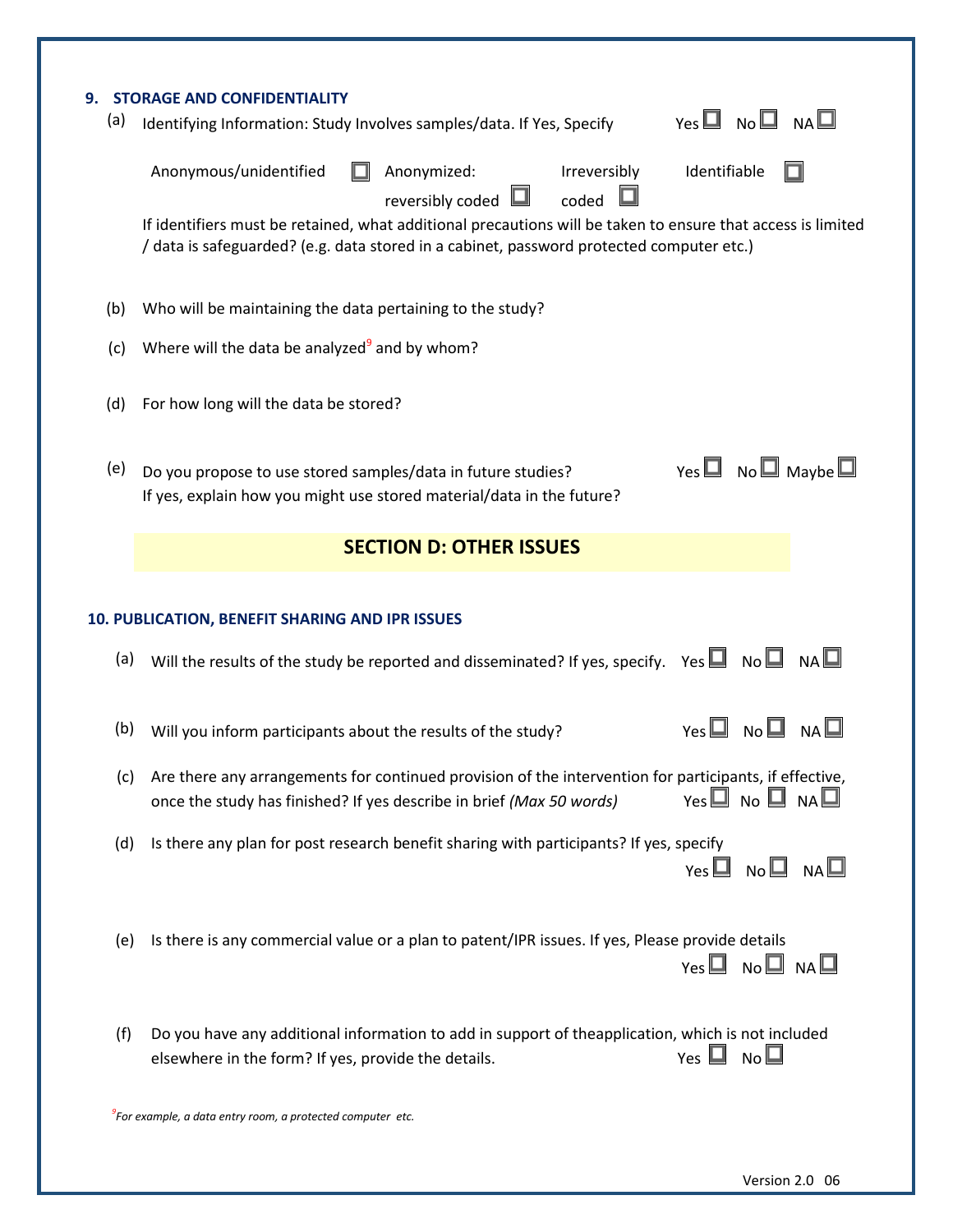### 9. STORAGE AND CONFIDENTIALITY

(a) Identifying Information: Study Involves samples/data. If Yes, Specify Yes ☐ No ☐ NA ☐

Anonymous/unidentified ☐ Anonymized: reversibly coded ☐ Irreversibly coded ☐ Identifiable ☐

If identifiers must be retained, what additional precautions will be taken to ensure that access is limited / data is safeguarded? (e.g. data stored in a cabinet, password protected computer etc.)

(b) Who will be maintaining the data pertaining to the study?

(c) Where will the data be analyzed[9] and by whom?

(d) For how long will the data be stored?

(e) Do you propose to use stored samples/data in future studies? Yes ☐ No ☐ Maybe ☐
If yes, explain how you might use stored material/data in the future?

## SECTION D: OTHER ISSUES

### 10. PUBLICATION, BENEFIT SHARING AND IPR ISSUES

(a) Will the results of the study be reported and disseminated? If yes, specify. Yes ☐ No ☐ NA ☐

(b) Will you inform participants about the results of the study? Yes ☐ No ☐ NA ☐

(c) Are there any arrangements for continued provision of the intervention for participants, if effective, once the study has finished? If yes describe in brief *(Max 50 words)* Yes ☐ No ☐ NA ☐

(d) Is there any plan for post research benefit sharing with participants? If yes, specify Yes ☐ No ☐ NA ☐

(e) Is there is any commercial value or a plan to patent/IPR issues. If yes, Please provide details Yes ☐ No ☐ NA ☐

(f) Do you have any additional information to add in support of theapplication, which is not included elsewhere in the form? If yes, provide the details. Yes ☐ No ☐

*[9] For example, a data entry room, a protected computer etc.*

Version 2.0 06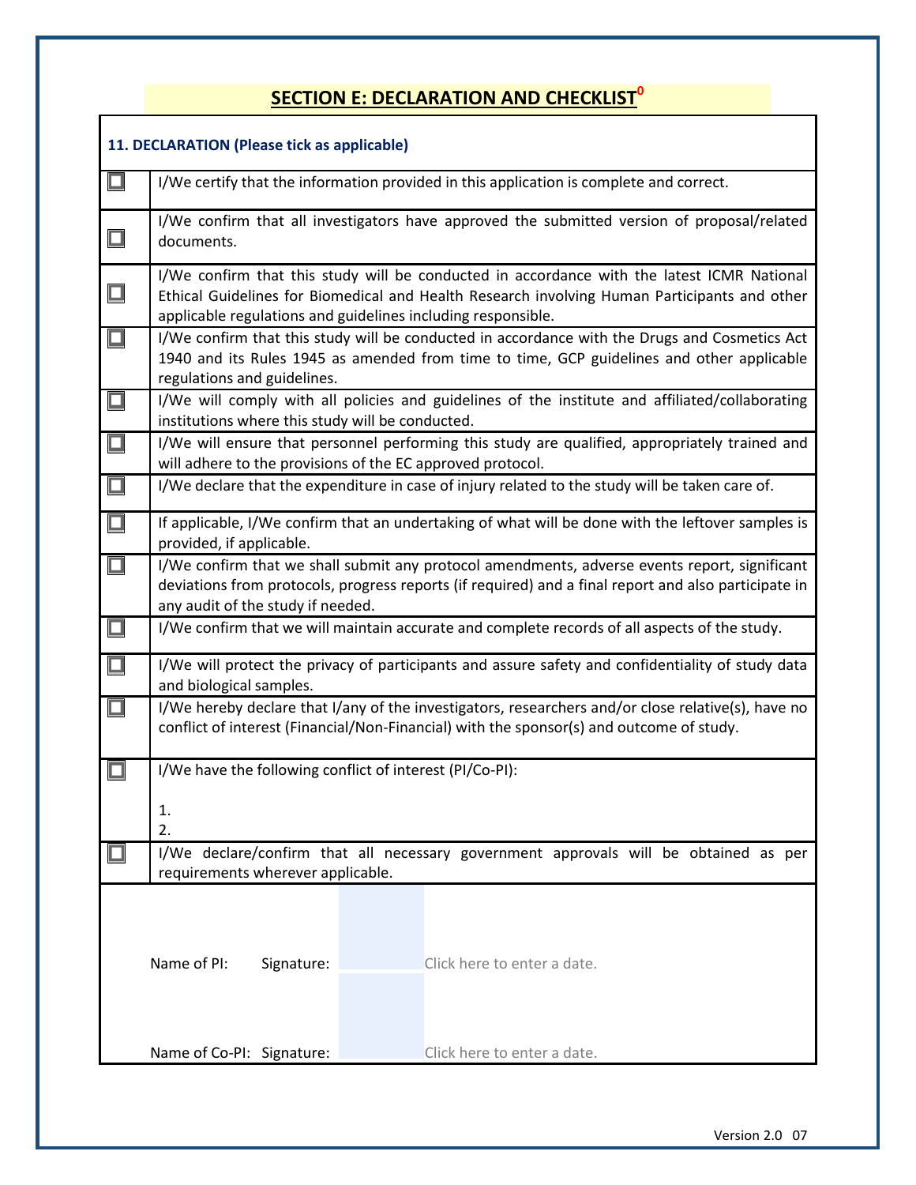## SECTION E: DECLARATION AND CHECKLIST[0]

| **11. DECLARATION (Please tick as applicable)** | |
|---|---|
| ☐ | I/We certify that the information provided in this application is complete and correct. |
| ☐ | I/We confirm that all investigators have approved the submitted version of proposal/related documents. |
| ☐ | I/We confirm that this study will be conducted in accordance with the latest ICMR National Ethical Guidelines for Biomedical and Health Research involving Human Participants and other applicable regulations and guidelines including responsible. |
| ☐ | I/We confirm that this study will be conducted in accordance with the Drugs and Cosmetics Act 1940 and its Rules 1945 as amended from time to time, GCP guidelines and other applicable regulations and guidelines. |
| ☐ | I/We will comply with all policies and guidelines of the institute and affiliated/collaborating institutions where this study will be conducted. |
| ☐ | I/We will ensure that personnel performing this study are qualified, appropriately trained and will adhere to the provisions of the EC approved protocol. |
| ☐ | I/We declare that the expenditure in case of injury related to the study will be taken care of. |
| ☐ | If applicable, I/We confirm that an undertaking of what will be done with the leftover samples is provided, if applicable. |
| ☐ | I/We confirm that we shall submit any protocol amendments, adverse events report, significant deviations from protocols, progress reports (if required) and a final report and also participate in any audit of the study if needed. |
| ☐ | I/We confirm that we will maintain accurate and complete records of all aspects of the study. |
| ☐ | I/We will protect the privacy of participants and assure safety and confidentiality of study data and biological samples. |
| ☐ | I/We hereby declare that I/any of the investigators, researchers and/or close relative(s), have no conflict of interest (Financial/Non-Financial) with the sponsor(s) and outcome of study. |
| ☐ | I/We have the following conflict of interest (PI/Co-PI):<br><br>1.<br>2. |
| ☐ | I/We declare/confirm that all necessary government approvals will be obtained as per requirements wherever applicable. |

Name of PI: Signature: Click here to enter a date.

Name of Co-PI: Signature: Click here to enter a date.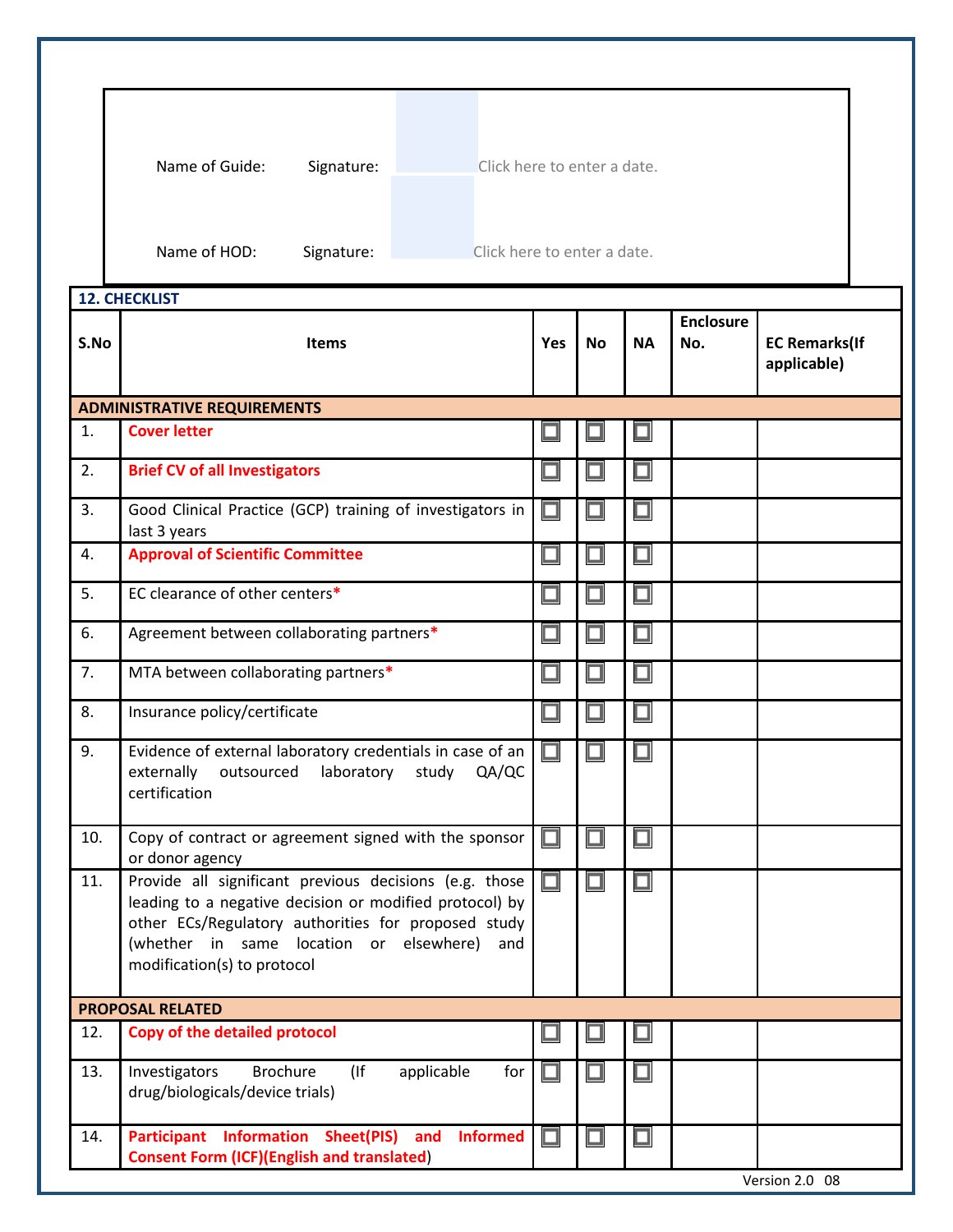Name of Guide: Signature: Click here to enter a date.

Name of HOD: Signature: Click here to enter a date.

## 12. CHECKLIST

| S.No | Items | Yes | No | NA | Enclosure No. | EC Remarks(If applicable) |
|---|---|---|---|---|---|---|
| **ADMINISTRATIVE REQUIREMENTS** | | | | | | |
| 1. | **Cover letter** | ☐ | ☐ | ☐ | | |
| 2. | **Brief CV of all Investigators** | ☐ | ☐ | ☐ | | |
| 3. | Good Clinical Practice (GCP) training of investigators in last 3 years | ☐ | ☐ | ☐ | | |
| 4. | **Approval of Scientific Committee** | ☐ | ☐ | ☐ | | |
| 5. | EC clearance of other centers* | ☐ | ☐ | ☐ | | |
| 6. | Agreement between collaborating partners* | ☐ | ☐ | ☐ | | |
| 7. | MTA between collaborating partners* | ☐ | ☐ | ☐ | | |
| 8. | Insurance policy/certificate | ☐ | ☐ | ☐ | | |
| 9. | Evidence of external laboratory credentials in case of an externally outsourced laboratory study QA/QC certification | ☐ | ☐ | ☐ | | |
| 10. | Copy of contract or agreement signed with the sponsor or donor agency | ☐ | ☐ | ☐ | | |
| 11. | Provide all significant previous decisions (e.g. those leading to a negative decision or modified protocol) by other ECs/Regulatory authorities for proposed study (whether in same location or elsewhere) and modification(s) to protocol | ☐ | ☐ | ☐ | | |
| **PROPOSAL RELATED** | | | | | | |
| 12. | **Copy of the detailed protocol** | ☐ | ☐ | ☐ | | |
| 13. | Investigators Brochure (If applicable for drug/biologicals/device trials) | ☐ | ☐ | ☐ | | |
| 14. | **Participant Information Sheet(PIS) and Informed Consent Form (ICF)(English and translated**) | ☐ | ☐ | ☐ | | |

Version 2.0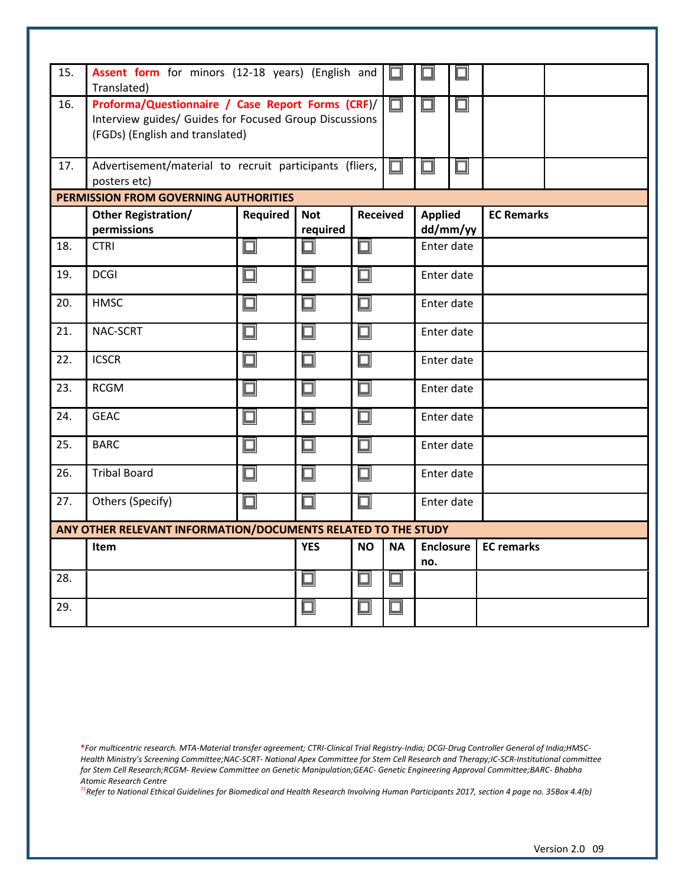| | | | | | | |
|---|---|---|---|---|---|---|
| 15. | **Assent form** for minors (12-18 years) (English and Translated) | ☐ | ☐ | ☐ | | |
| 16. | **Proforma/Questionnaire / Case Report Forms (CRF)**/ Interview guides/ Guides for Focused Group Discussions (FGDs) (English and translated) | ☐ | ☐ | ☐ | | |
| 17. | Advertisement/material to recruit participants (fliers, posters etc) | ☐ | ☐ | ☐ | | |

**PERMISSION FROM GOVERNING AUTHORITIES**

| | Other Registration/ permissions | Required | Not required | Received | Applied dd/mm/yy | EC Remarks |
|---|---|---|---|---|---|---|
| 18. | CTRI | ☐ | ☐ | ☐ | Enter date | |
| 19. | DCGI | ☐ | ☐ | ☐ | Enter date | |
| 20. | HMSC | ☐ | ☐ | ☐ | Enter date | |
| 21. | NAC-SCRT | ☐ | ☐ | ☐ | Enter date | |
| 22. | ICSCR | ☐ | ☐ | ☐ | Enter date | |
| 23. | RCGM | ☐ | ☐ | ☐ | Enter date | |
| 24. | GEAC | ☐ | ☐ | ☐ | Enter date | |
| 25. | BARC | ☐ | ☐ | ☐ | Enter date | |
| 26. | Tribal Board | ☐ | ☐ | ☐ | Enter date | |
| 27. | Others (Specify) | ☐ | ☐ | ☐ | Enter date | |

**ANY OTHER RELEVANT INFORMATION/DOCUMENTS RELATED TO THE STUDY**

| | Item | YES | NO | NA | Enclosure no. | EC remarks |
|---|---|---|---|---|---|---|
| 28. | | ☐ | ☐ | ☐ | | |
| 29. | | ☐ | ☐ | ☐ | | |

*\*For multicentric research. MTA-Material transfer agreement; CTRI-Clinical Trial Registry-India; DCGI-Drug Controller General of India;HMSC-Health Ministry's Screening Committee;NAC-SCRT- National Apex Committee for Stem Cell Research and Therapy;IC-SCR-Institutional committee for Stem Cell Research;RCGM- Review Committee on Genetic Manipulation;GEAC- Genetic Engineering Approval Committee;BARC- Bhabha Atomic Research Centre*

*[11]Refer to National Ethical Guidelines for Biomedical and Health Research Involving Human Participants 2017, section 4 page no. 35Box 4.4(b)*

Version 2.0 09